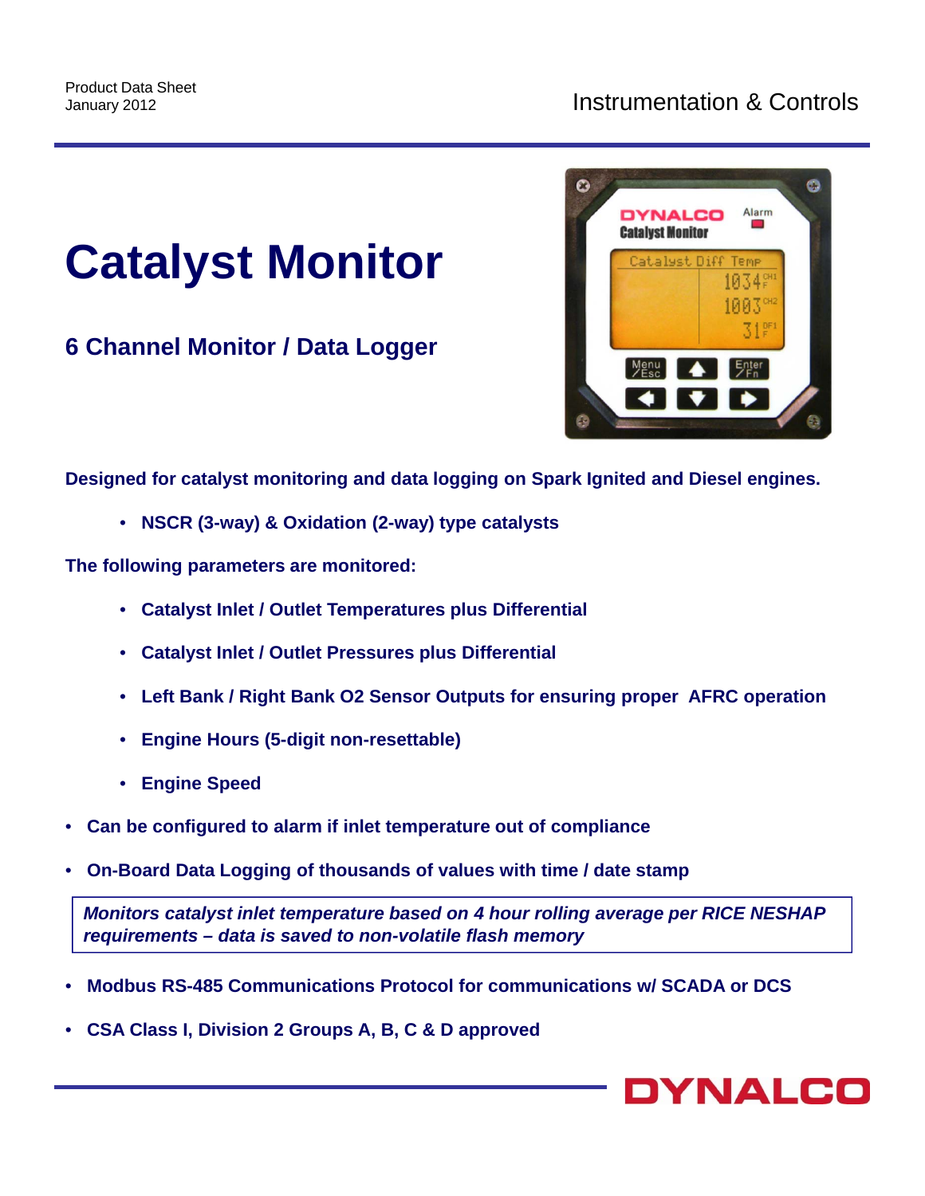Product Data Sheet
January 2012

Instrumentation & Controls

# Catalyst Monitor

## 6 Channel Monitor / Data Logger

**Designed for catalyst monitoring and data logging on Spark Ignited and Diesel engines.**

- **NSCR (3-way) & Oxidation (2-way) type catalysts**

**The following parameters are monitored:**

- **Catalyst Inlet / Outlet Temperatures plus Differential**
- **Catalyst Inlet / Outlet Pressures plus Differential**
- **Left Bank / Right Bank O2 Sensor Outputs for ensuring proper AFRC operation**
- **Engine Hours (5-digit non-resettable)**
- **Engine Speed**

- **Can be configured to alarm if inlet temperature out of compliance**
- **On-Board Data Logging of thousands of values with time / date stamp**

***Monitors catalyst inlet temperature based on 4 hour rolling average per RICE NESHAP requirements – data is saved to non-volatile flash memory***

- **Modbus RS-485 Communications Protocol for communications w/ SCADA or DCS**
- **CSA Class I, Division 2 Groups A, B, C & D approved**

DYNALCO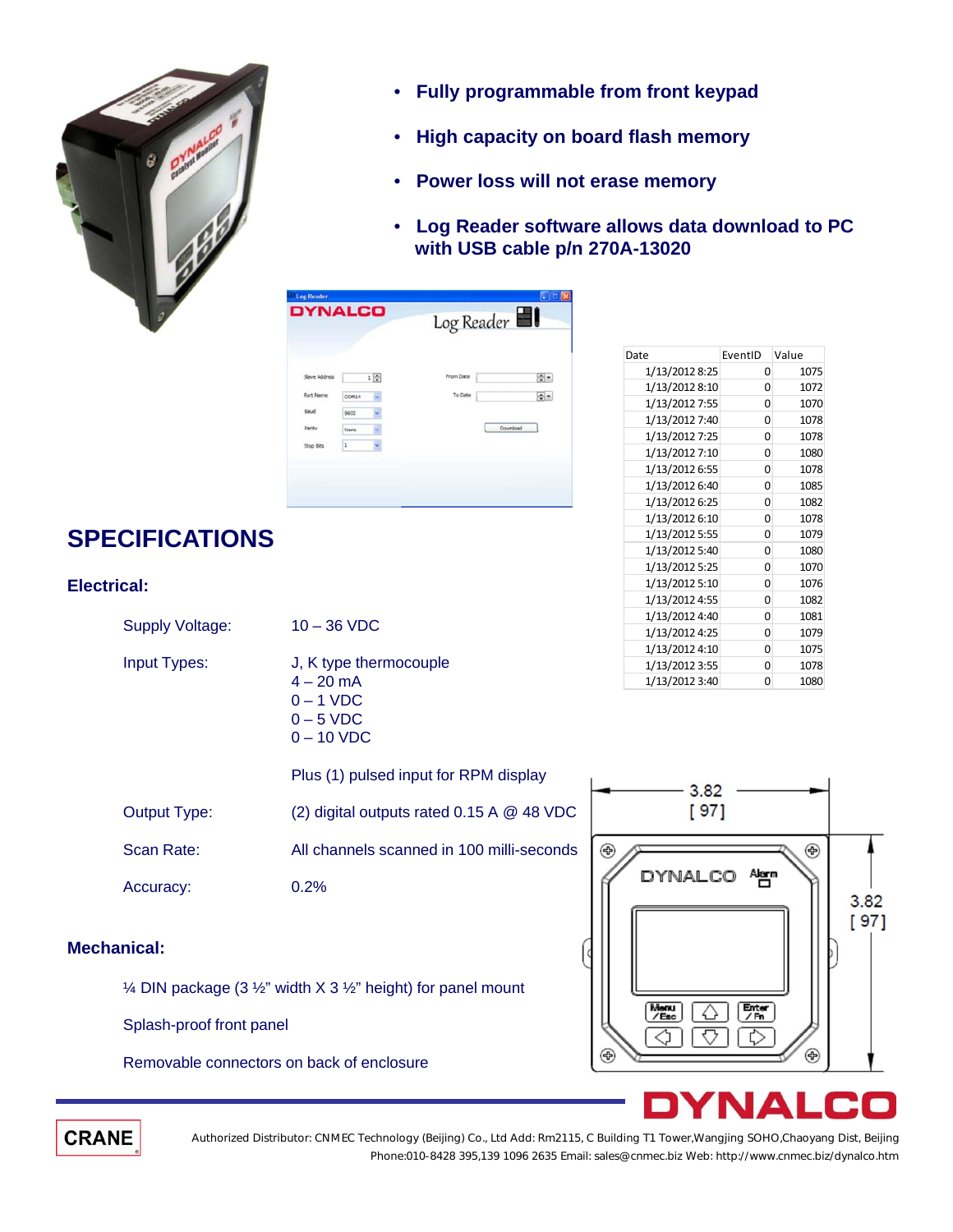- **Fully programmable from front keypad**
- **High capacity on board flash memory**
- **Power loss will not erase memory**
- **Log Reader software allows data download to PC with USB cable p/n 270A-13020**

| Date | EventID | Value |
|---|---|---|
| 1/13/2012 8:25 | 0 | 1075 |
| 1/13/2012 8:10 | 0 | 1072 |
| 1/13/2012 7:55 | 0 | 1070 |
| 1/13/2012 7:40 | 0 | 1078 |
| 1/13/2012 7:25 | 0 | 1078 |
| 1/13/2012 7:10 | 0 | 1080 |
| 1/13/2012 6:55 | 0 | 1078 |
| 1/13/2012 6:40 | 0 | 1085 |
| 1/13/2012 6:25 | 0 | 1082 |
| 1/13/2012 6:10 | 0 | 1078 |
| 1/13/2012 5:55 | 0 | 1079 |
| 1/13/2012 5:40 | 0 | 1080 |
| 1/13/2012 5:25 | 0 | 1070 |
| 1/13/2012 5:10 | 0 | 1076 |
| 1/13/2012 4:55 | 0 | 1082 |
| 1/13/2012 4:40 | 0 | 1081 |
| 1/13/2012 4:25 | 0 | 1079 |
| 1/13/2012 4:10 | 0 | 1075 |
| 1/13/2012 3:55 | 0 | 1078 |
| 1/13/2012 3:40 | 0 | 1080 |

# SPECIFICATIONS

## Electrical:

| | |
|---|---|
| Supply Voltage: | 10 – 36 VDC |
| Input Types: | J, K type thermocouple<br>4 – 20 mA<br>0 – 1 VDC<br>0 – 5 VDC<br>0 – 10 VDC |
| | Plus (1) pulsed input for RPM display |
| Output Type: | (2) digital outputs rated 0.15 A @ 48 VDC |
| Scan Rate: | All channels scanned in 100 milli-seconds |
| Accuracy: | 0.2% |

## Mechanical:

¼ DIN package (3 ½" width X 3 ½" height) for panel mount

Splash-proof front panel

Removable connectors on back of enclosure

3.82
[ 97]

3.82
[ 97]

DYNALCO

CRANE

Authorized Distributor: CNMEC Technology (Beijing) Co., Ltd Add: Rm2115, C Building T1 Tower,Wangjing SOHO,Chaoyang Dist, Beijing
Phone:010-8428 395,139 1096 2635 Email: sales@cnmec.biz Web: http://www.cnmec.biz/dynalco.htm